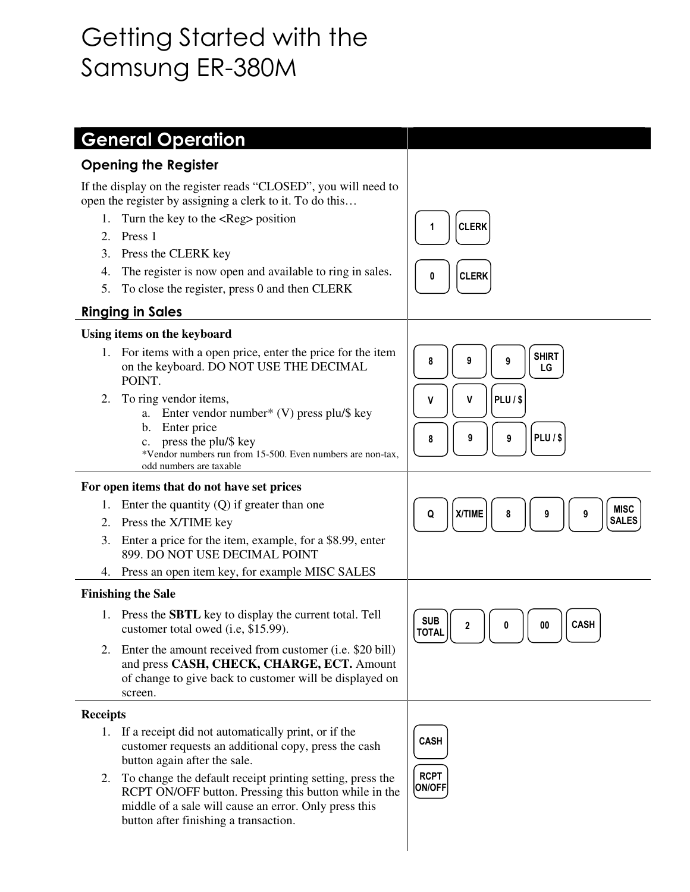# Getting Started with the Samsung ER-380M

## General Operation

### Opening the Register

If the display on the register reads "CLOSED", you will need to open the register by assigning a clerk to it. To do this…

1. Turn the key to the <Reg> position
2. Press 1
3. Press the CLERK key
4. The register is now open and available to ring in sales.
5. To close the register, press 0 and then CLERK

`1` `CLERK`

`0` `CLERK`

### Ringing in Sales

**Using items on the keyboard**

1. For items with a open price, enter the price for the item on the keyboard. DO NOT USE THE DECIMAL POINT.
2. To ring vendor items,
   a. Enter vendor number* (V) press plu/$ key
   b. Enter price
   c. press the plu/$ key

   *Vendor numbers run from 15-500. Even numbers are non-tax, odd numbers are taxable

`8` `9` `9` `SHIRT LG`

`V` `V` `PLU / $`

`8` `9` `9` `PLU / $`

**For open items that do not have set prices**

1. Enter the quantity (Q) if greater than one
2. Press the X/TIME key
3. Enter a price for the item, example, for a $8.99, enter 899. DO NOT USE DECIMAL POINT
4. Press an open item key, for example MISC SALES

`Q` `X/TIME` `8` `9` `9` `MISC SALES`

**Finishing the Sale**

1. Press the **SBTL** key to display the current total. Tell customer total owed (i.e, $15.99).
2. Enter the amount received from customer (i.e. $20 bill) and press **CASH, CHECK, CHARGE, ECT.** Amount of change to give back to customer will be displayed on screen.

`SUB TOTAL` `2` `0` `00` `CASH`

**Receipts**

1. If a receipt did not automatically print, or if the customer requests an additional copy, press the cash button again after the sale.
2. To change the default receipt printing setting, press the RCPT ON/OFF button. Pressing this button while in the middle of a sale will cause an error. Only press this button after finishing a transaction.

`CASH`

`RCPT ON/OFF`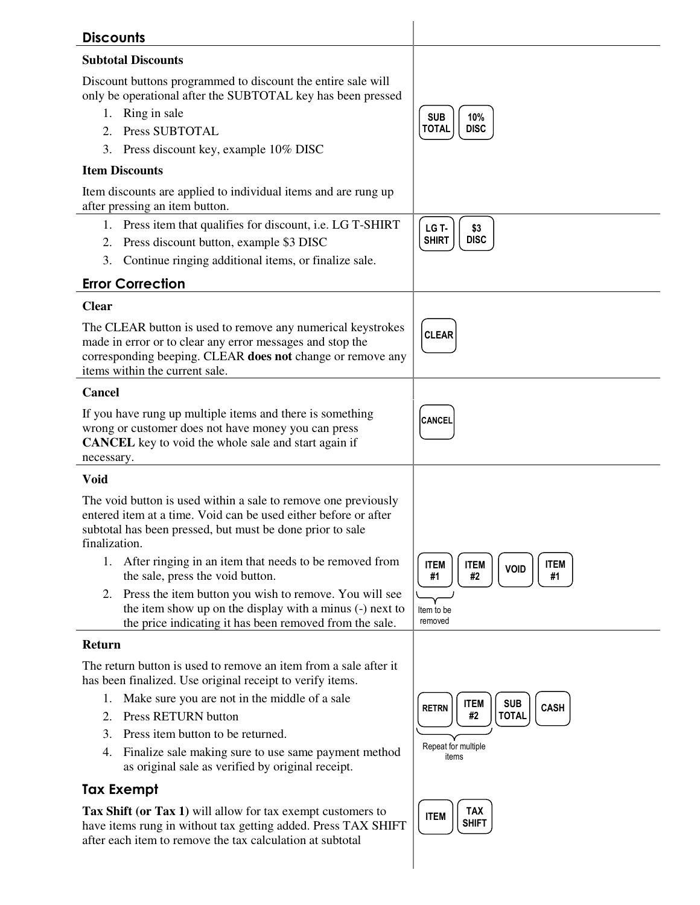## Discounts

### Subtotal Discounts

Discount buttons programmed to discount the entire sale will only be operational after the SUBTOTAL key has been pressed

1. Ring in sale
2. Press SUBTOTAL
3. Press discount key, example 10% DISC

SUB TOTAL | 10% DISC

### Item Discounts

Item discounts are applied to individual items and are rung up after pressing an item button.

1. Press item that qualifies for discount, i.e. LG T-SHIRT
2. Press discount button, example $3 DISC
3. Continue ringing additional items, or finalize sale.

LG T-SHIRT | $3 DISC

## Error Correction

### Clear

The CLEAR button is used to remove any numerical keystrokes made in error or to clear any error messages and stop the corresponding beeping. CLEAR **does not** change or remove any items within the current sale.

CLEAR

### Cancel

If you have rung up multiple items and there is something wrong or customer does not have money you can press **CANCEL** key to void the whole sale and start again if necessary.

CANCEL

### Void

The void button is used within a sale to remove one previously entered item at a time. Void can be used either before or after subtotal has been pressed, but must be done prior to sale finalization.

1. After ringing in an item that needs to be removed from the sale, press the void button.
2. Press the item button you wish to remove. You will see the item show up on the display with a minus (-) next to the price indicating it has been removed from the sale.

ITEM #1 | ITEM #2 | VOID | ITEM #1

Item to be removed

### Return

The return button is used to remove an item from a sale after it has been finalized. Use original receipt to verify items.

1. Make sure you are not in the middle of a sale
2. Press RETURN button
3. Press item button to be returned.
4. Finalize sale making sure to use same payment method as original sale as verified by original receipt.

RETRN | ITEM #2 | SUB TOTAL | CASH

Repeat for multiple items

## Tax Exempt

**Tax Shift (or Tax 1)** will allow for tax exempt customers to have items rung in without tax getting added. Press TAX SHIFT after each item to remove the tax calculation at subtotal

ITEM | TAX SHIFT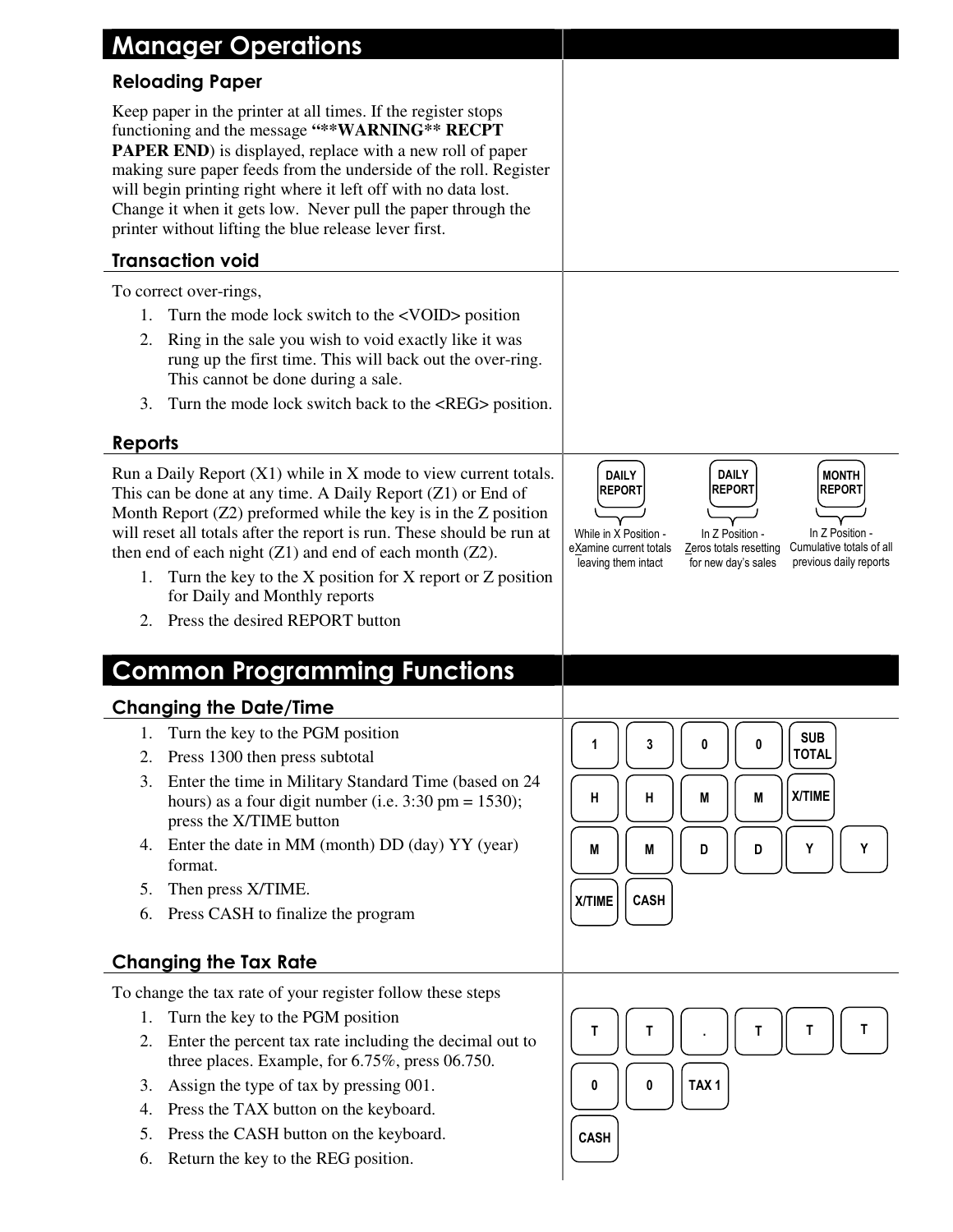# Manager Operations

### Reloading Paper

Keep paper in the printer at all times. If the register stops functioning and the message **"**WARNING** RECPT PAPER END**) is displayed, replace with a new roll of paper making sure paper feeds from the underside of the roll. Register will begin printing right where it left off with no data lost. Change it when it gets low. Never pull the paper through the printer without lifting the blue release lever first.

### Transaction void

To correct over-rings,

1. Turn the mode lock switch to the <VOID> position
2. Ring in the sale you wish to void exactly like it was rung up the first time. This will back out the over-ring. This cannot be done during a sale.
3. Turn the mode lock switch back to the <REG> position.

### Reports

Run a Daily Report (X1) while in X mode to view current totals. This can be done at any time. A Daily Report (Z1) or End of Month Report (Z2) preformed while the key is in the Z position will reset all totals after the report is run. These should be run at then end of each night (Z1) and end of each month (Z2).

1. Turn the key to the X position for X report or Z position for Daily and Monthly reports
2. Press the desired REPORT button

| DAILY REPORT | DAILY REPORT | MONTH REPORT |
| --- | --- | --- |
| While in X Position - eXamine current totals leaving them intact | In Z Position - Zeros totals resetting for new day's sales | In Z Position - Cumulative totals of all previous daily reports |

# Common Programming Functions

### Changing the Date/Time

1. Turn the key to the PGM position
2. Press 1300 then press subtotal
3. Enter the time in Military Standard Time (based on 24 hours) as a four digit number (i.e. 3:30 pm = 1530); press the X/TIME button
4. Enter the date in MM (month) DD (day) YY (year) format.
5. Then press X/TIME.
6. Press CASH to finalize the program

```
[1] [3] [0] [0] [SUB TOTAL]
[H] [H] [M] [M] [X/TIME]
[M] [M] [D] [D] [Y] [Y]
[X/TIME] [CASH]
```

### Changing the Tax Rate

To change the tax rate of your register follow these steps

1. Turn the key to the PGM position
2. Enter the percent tax rate including the decimal out to three places. Example, for 6.75%, press 06.750.
3. Assign the type of tax by pressing 001.
4. Press the TAX button on the keyboard.
5. Press the CASH button on the keyboard.
6. Return the key to the REG position.

```
[T] [T] [.] [T] [T] [T]
[0] [0] [TAX 1]
[CASH]
```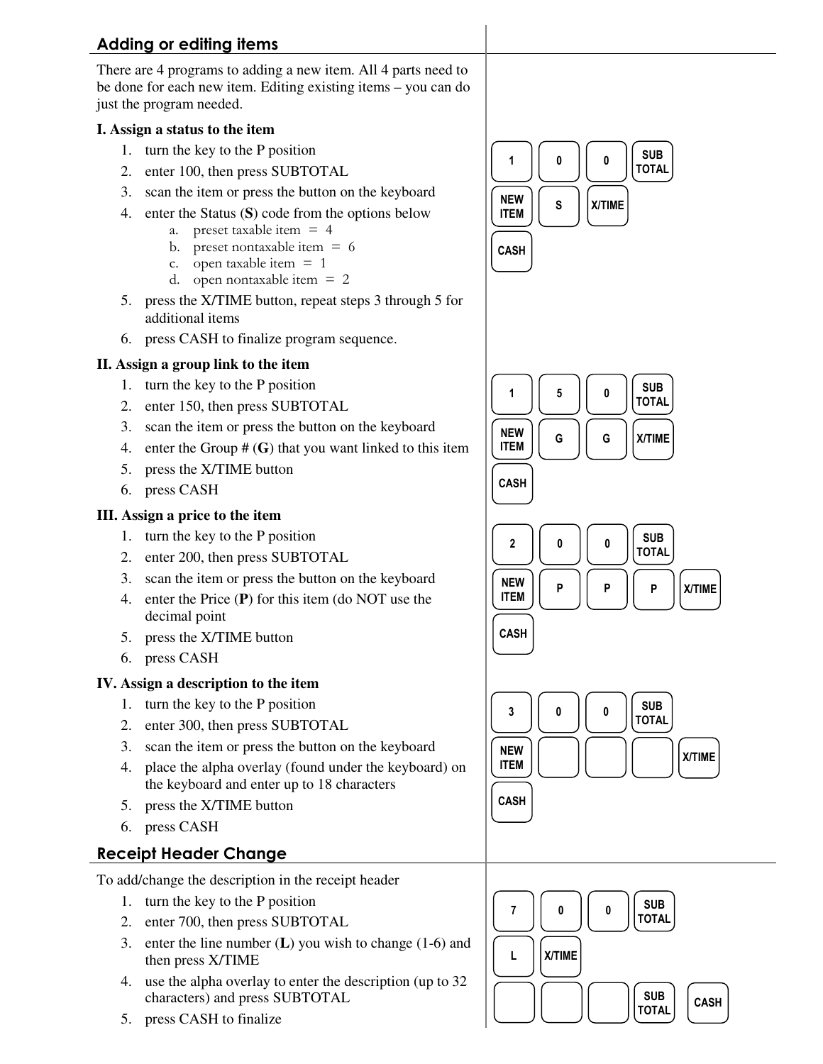## Adding or editing items

There are 4 programs to adding a new item. All 4 parts need to be done for each new item. Editing existing items – you can do just the program needed.

**I. Assign a status to the item**

1. turn the key to the P position
2. enter 100, then press SUBTOTAL
3. scan the item or press the button on the keyboard
4. enter the Status (**S**) code from the options below
   a. preset taxable item = 4
   b. preset nontaxable item = 6
   c. open taxable item = 1
   d. open nontaxable item = 2
5. press the X/TIME button, repeat steps 3 through 5 for additional items
6. press CASH to finalize program sequence.

1 0 0 SUB TOTAL
NEW ITEM S X/TIME
CASH

**II. Assign a group link to the item**

1. turn the key to the P position
2. enter 150, then press SUBTOTAL
3. scan the item or press the button on the keyboard
4. enter the Group # (**G**) that you want linked to this item
5. press the X/TIME button
6. press CASH

1 5 0 SUB TOTAL
NEW ITEM G G X/TIME
CASH

**III. Assign a price to the item**

1. turn the key to the P position
2. enter 200, then press SUBTOTAL
3. scan the item or press the button on the keyboard
4. enter the Price (**P**) for this item (do NOT use the decimal point
5. press the X/TIME button
6. press CASH

2 0 0 SUB TOTAL
NEW ITEM P P P X/TIME
CASH

**IV. Assign a description to the item**

1. turn the key to the P position
2. enter 300, then press SUBTOTAL
3. scan the item or press the button on the keyboard
4. place the alpha overlay (found under the keyboard) on the keyboard and enter up to 18 characters
5. press the X/TIME button
6. press CASH

3 0 0 SUB TOTAL
NEW ITEM X/TIME
CASH

## Receipt Header Change

To add/change the description in the receipt header

1. turn the key to the P position
2. enter 700, then press SUBTOTAL
3. enter the line number (**L**) you wish to change (1-6) and then press X/TIME
4. use the alpha overlay to enter the description (up to 32 characters) and press SUBTOTAL
5. press CASH to finalize

7 0 0 SUB TOTAL
L X/TIME
SUB TOTAL CASH